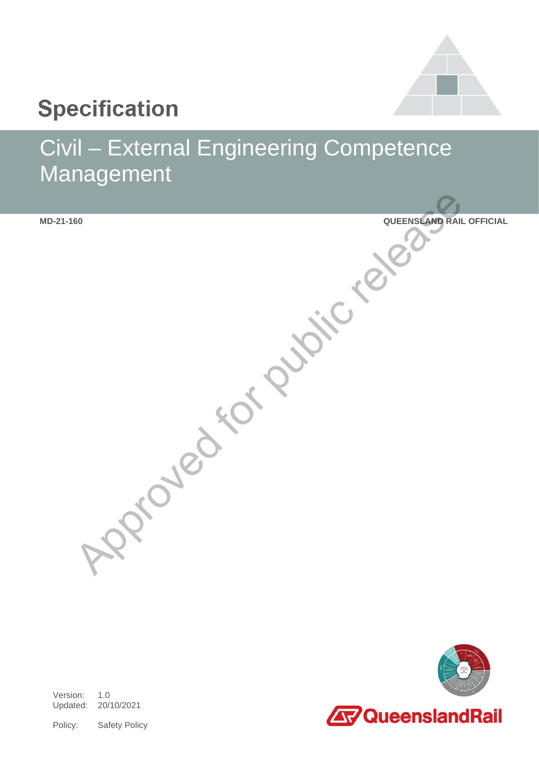# Specification

## Civil – External Engineering Competence Management

**MD-21-160**

**QUEENSLAND RAIL OFFICIAL**

Approved for public release

Version: 1.0
Updated: 20/10/2021

Policy: Safety Policy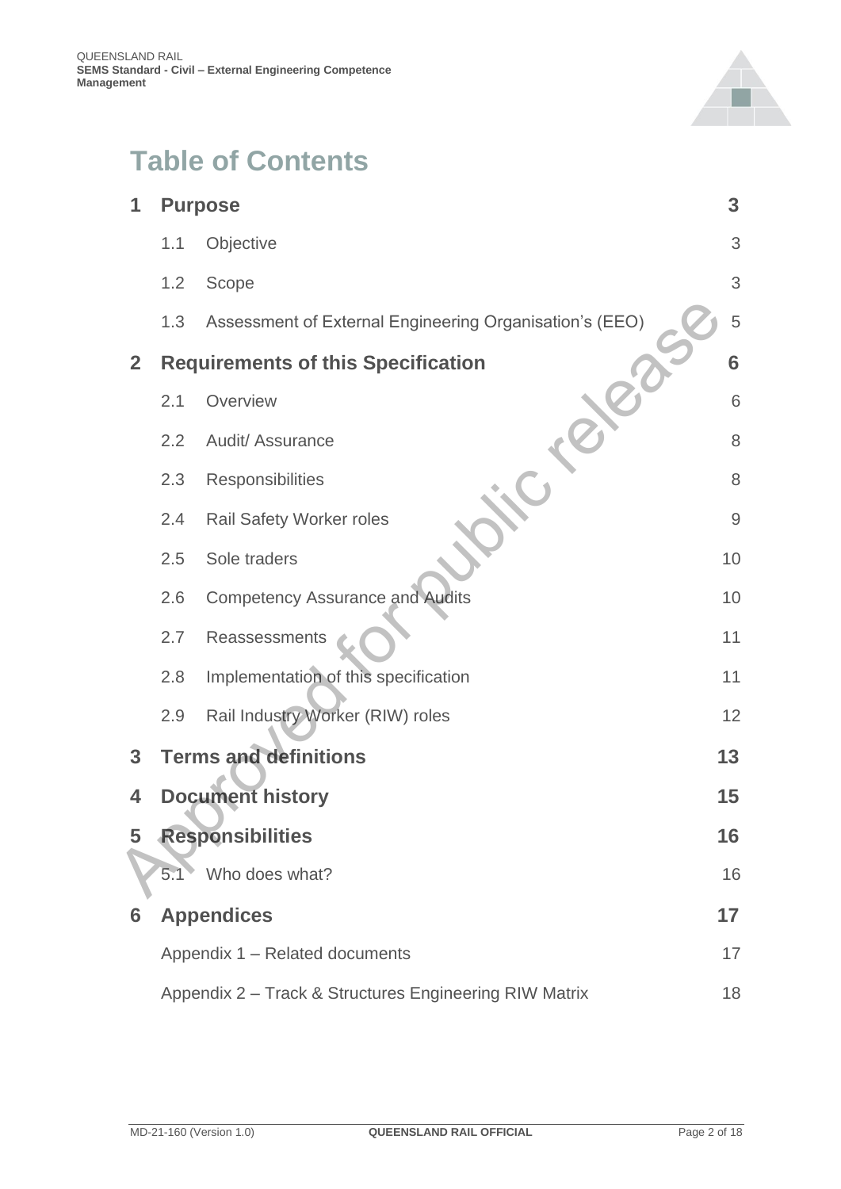# Table of Contents

| | | |
|---|---|---|
| **1** | **Purpose** | **3** |
| 1.1 | Objective | 3 |
| 1.2 | Scope | 3 |
| 1.3 | Assessment of External Engineering Organisation's (EEO) | 5 |
| **2** | **Requirements of this Specification** | **6** |
| 2.1 | Overview | 6 |
| 2.2 | Audit/ Assurance | 8 |
| 2.3 | Responsibilities | 8 |
| 2.4 | Rail Safety Worker roles | 9 |
| 2.5 | Sole traders | 10 |
| 2.6 | Competency Assurance and Audits | 10 |
| 2.7 | Reassessments | 11 |
| 2.8 | Implementation of this specification | 11 |
| 2.9 | Rail Industry Worker (RIW) roles | 12 |
| **3** | **Terms and definitions** | **13** |
| **4** | **Document history** | **15** |
| **5** | **Responsibilities** | **16** |
| 5.1 | Who does what? | 16 |
| **6** | **Appendices** | **17** |
| | Appendix 1 – Related documents | 17 |
| | Appendix 2 – Track & Structures Engineering RIW Matrix | 18 |

Approved for public release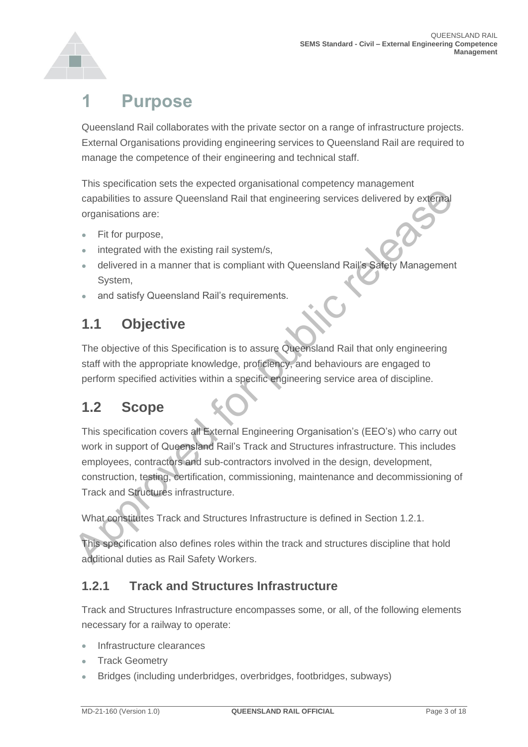# 1 Purpose

Queensland Rail collaborates with the private sector on a range of infrastructure projects. External Organisations providing engineering services to Queensland Rail are required to manage the competence of their engineering and technical staff.

This specification sets the expected organisational competency management capabilities to assure Queensland Rail that engineering services delivered by external organisations are:

- Fit for purpose,
- integrated with the existing rail system/s,
- delivered in a manner that is compliant with Queensland Rail's Safety Management System,
- and satisfy Queensland Rail's requirements.

## 1.1 Objective

The objective of this Specification is to assure Queensland Rail that only engineering staff with the appropriate knowledge, proficiency, and behaviours are engaged to perform specified activities within a specific engineering service area of discipline.

## 1.2 Scope

This specification covers all External Engineering Organisation's (EEO's) who carry out work in support of Queensland Rail's Track and Structures infrastructure. This includes employees, contractors and sub-contractors involved in the design, development, construction, testing, certification, commissioning, maintenance and decommissioning of Track and Structures infrastructure.

What constitutes Track and Structures Infrastructure is defined in Section 1.2.1.

This specification also defines roles within the track and structures discipline that hold additional duties as Rail Safety Workers.

### 1.2.1 Track and Structures Infrastructure

Track and Structures Infrastructure encompasses some, or all, of the following elements necessary for a railway to operate:

- Infrastructure clearances
- Track Geometry
- Bridges (including underbridges, overbridges, footbridges, subways)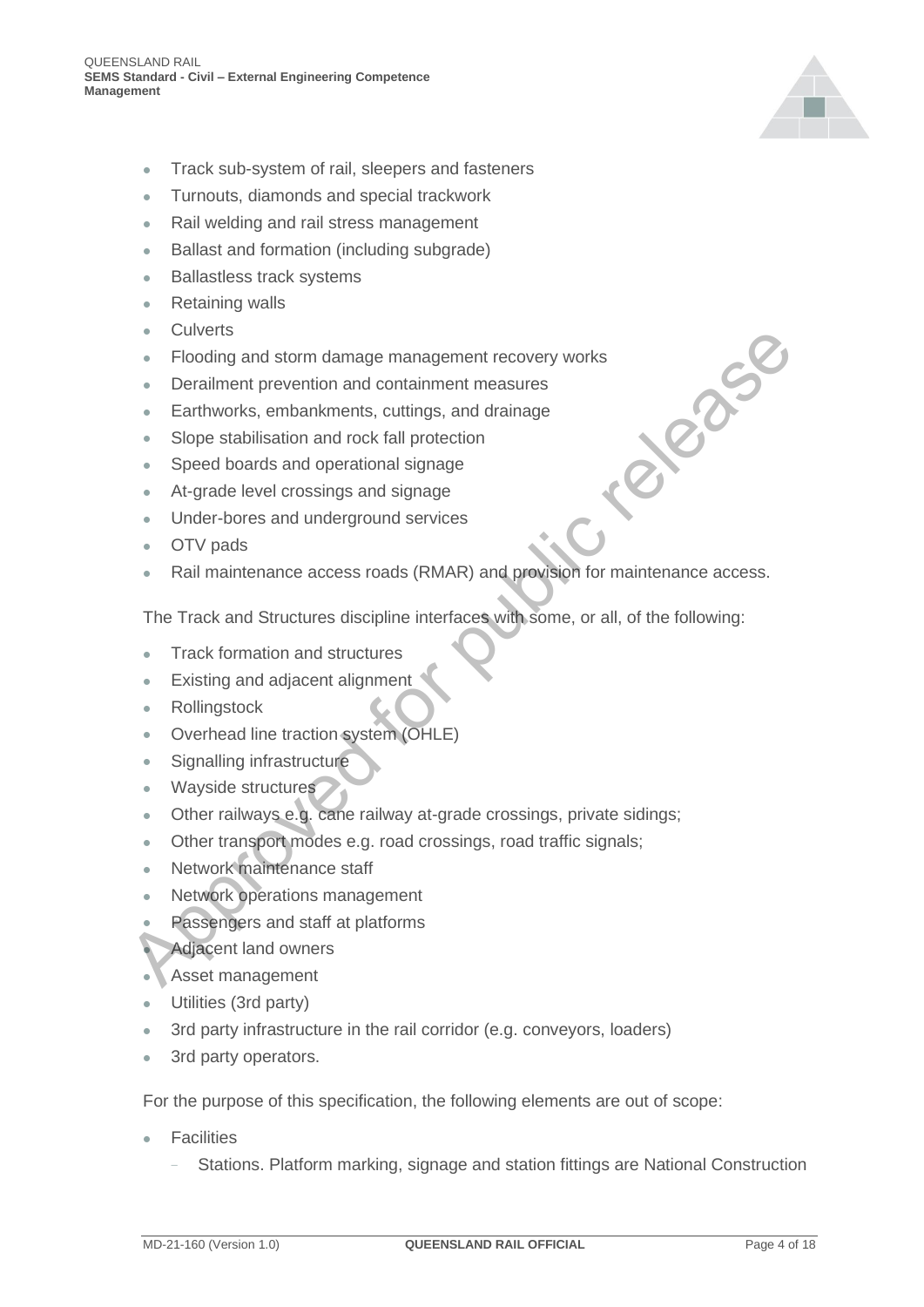- Track sub-system of rail, sleepers and fasteners
- Turnouts, diamonds and special trackwork
- Rail welding and rail stress management
- Ballast and formation (including subgrade)
- Ballastless track systems
- Retaining walls
- Culverts
- Flooding and storm damage management recovery works
- Derailment prevention and containment measures
- Earthworks, embankments, cuttings, and drainage
- Slope stabilisation and rock fall protection
- Speed boards and operational signage
- At-grade level crossings and signage
- Under-bores and underground services
- OTV pads
- Rail maintenance access roads (RMAR) and provision for maintenance access.

The Track and Structures discipline interfaces with some, or all, of the following:

- Track formation and structures
- Existing and adjacent alignment
- Rollingstock
- Overhead line traction system (OHLE)
- Signalling infrastructure
- Wayside structures
- Other railways e.g. cane railway at-grade crossings, private sidings;
- Other transport modes e.g. road crossings, road traffic signals;
- Network maintenance staff
- Network operations management
- Passengers and staff at platforms
- Adjacent land owners
- Asset management
- Utilities (3rd party)
- 3rd party infrastructure in the rail corridor (e.g. conveyors, loaders)
- 3rd party operators.

For the purpose of this specification, the following elements are out of scope:

- Facilities
  - Stations. Platform marking, signage and station fittings are National Construction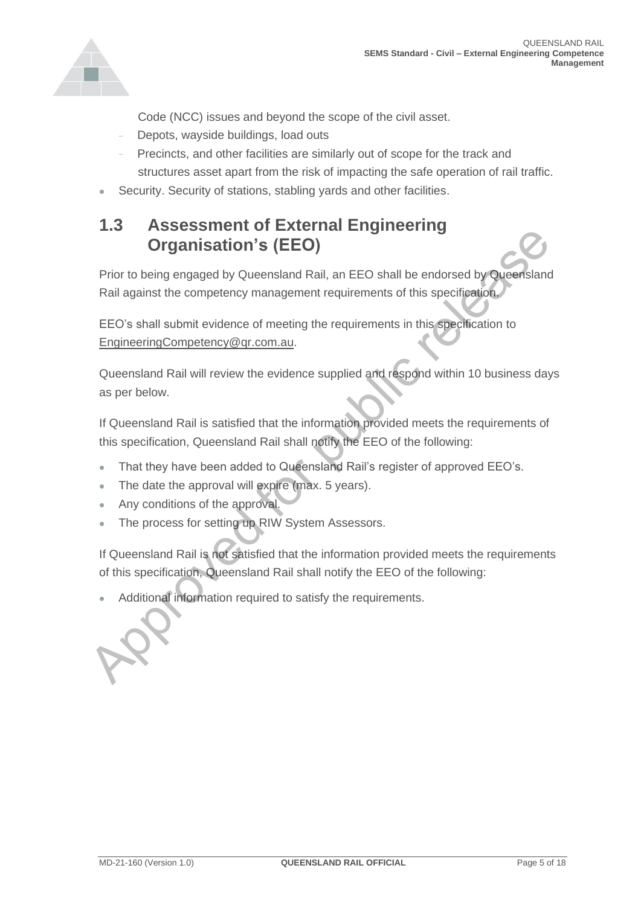Code (NCC) issues and beyond the scope of the civil asset.
  - Depots, wayside buildings, load outs
  - Precincts, and other facilities are similarly out of scope for the track and structures asset apart from the risk of impacting the safe operation of rail traffic.
- Security. Security of stations, stabling yards and other facilities.

## 1.3 Assessment of External Engineering Organisation's (EEO)

Prior to being engaged by Queensland Rail, an EEO shall be endorsed by Queensland Rail against the competency management requirements of this specification.

EEO's shall submit evidence of meeting the requirements in this specification to EngineeringCompetency@qr.com.au.

Queensland Rail will review the evidence supplied and respond within 10 business days as per below.

If Queensland Rail is satisfied that the information provided meets the requirements of this specification, Queensland Rail shall notify the EEO of the following:

- That they have been added to Queensland Rail's register of approved EEO's.
- The date the approval will expire (max. 5 years).
- Any conditions of the approval.
- The process for setting up RIW System Assessors.

If Queensland Rail is not satisfied that the information provided meets the requirements of this specification, Queensland Rail shall notify the EEO of the following:

- Additional information required to satisfy the requirements.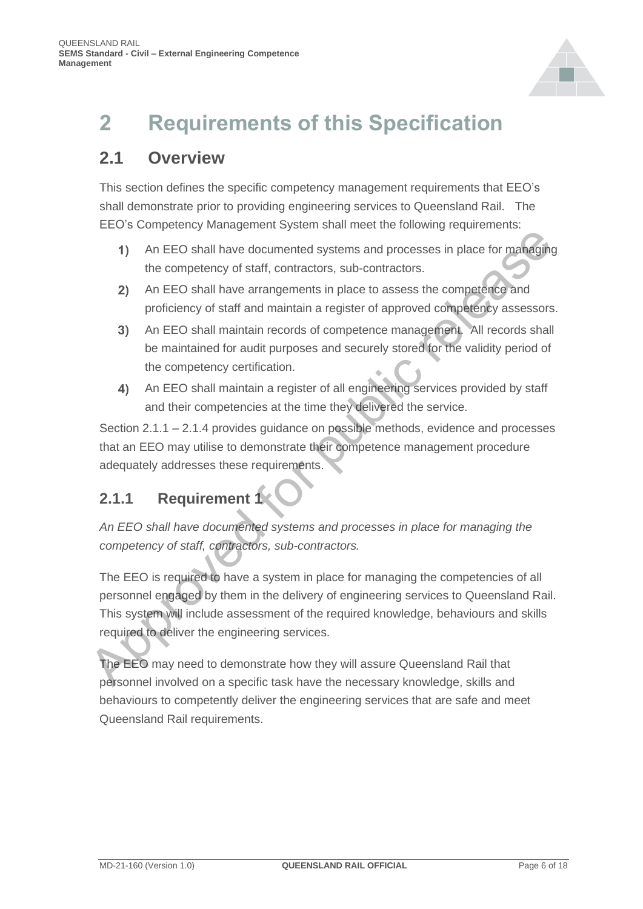# 2 Requirements of this Specification

## 2.1 Overview

This section defines the specific competency management requirements that EEO's shall demonstrate prior to providing engineering services to Queensland Rail. The EEO's Competency Management System shall meet the following requirements:

1) An EEO shall have documented systems and processes in place for managing the competency of staff, contractors, sub-contractors.
2) An EEO shall have arrangements in place to assess the competence and proficiency of staff and maintain a register of approved competency assessors.
3) An EEO shall maintain records of competence management. All records shall be maintained for audit purposes and securely stored for the validity period of the competency certification.
4) An EEO shall maintain a register of all engineering services provided by staff and their competencies at the time they delivered the service.

Section 2.1.1 – 2.1.4 provides guidance on possible methods, evidence and processes that an EEO may utilise to demonstrate their competence management procedure adequately addresses these requirements.

### 2.1.1 Requirement 1

*An EEO shall have documented systems and processes in place for managing the competency of staff, contractors, sub-contractors.*

The EEO is required to have a system in place for managing the competencies of all personnel engaged by them in the delivery of engineering services to Queensland Rail. This system will include assessment of the required knowledge, behaviours and skills required to deliver the engineering services.

The EEO may need to demonstrate how they will assure Queensland Rail that personnel involved on a specific task have the necessary knowledge, skills and behaviours to competently deliver the engineering services that are safe and meet Queensland Rail requirements.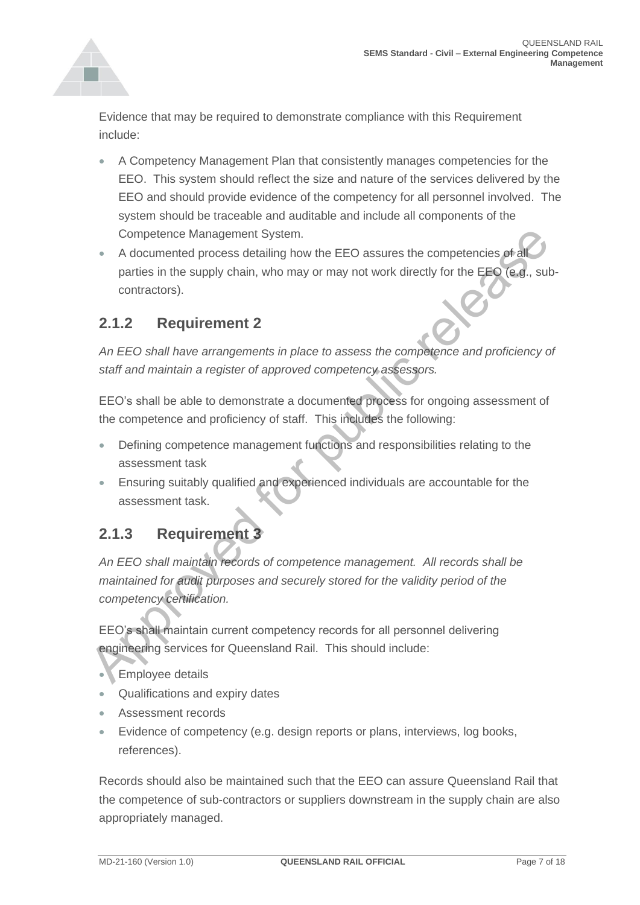Evidence that may be required to demonstrate compliance with this Requirement include:

- A Competency Management Plan that consistently manages competencies for the EEO. This system should reflect the size and nature of the services delivered by the EEO and should provide evidence of the competency for all personnel involved. The system should be traceable and auditable and include all components of the Competence Management System.
- A documented process detailing how the EEO assures the competencies of all parties in the supply chain, who may or may not work directly for the EEO (e.g., sub-contractors).

### 2.1.2 Requirement 2

*An EEO shall have arrangements in place to assess the competence and proficiency of staff and maintain a register of approved competency assessors.*

EEO's shall be able to demonstrate a documented process for ongoing assessment of the competence and proficiency of staff. This includes the following:

- Defining competence management functions and responsibilities relating to the assessment task
- Ensuring suitably qualified and experienced individuals are accountable for the assessment task.

### 2.1.3 Requirement 3

*An EEO shall maintain records of competence management. All records shall be maintained for audit purposes and securely stored for the validity period of the competency certification.*

EEO's shall maintain current competency records for all personnel delivering engineering services for Queensland Rail. This should include:

- Employee details
- Qualifications and expiry dates
- Assessment records
- Evidence of competency (e.g. design reports or plans, interviews, log books, references).

Records should also be maintained such that the EEO can assure Queensland Rail that the competence of sub-contractors or suppliers downstream in the supply chain are also appropriately managed.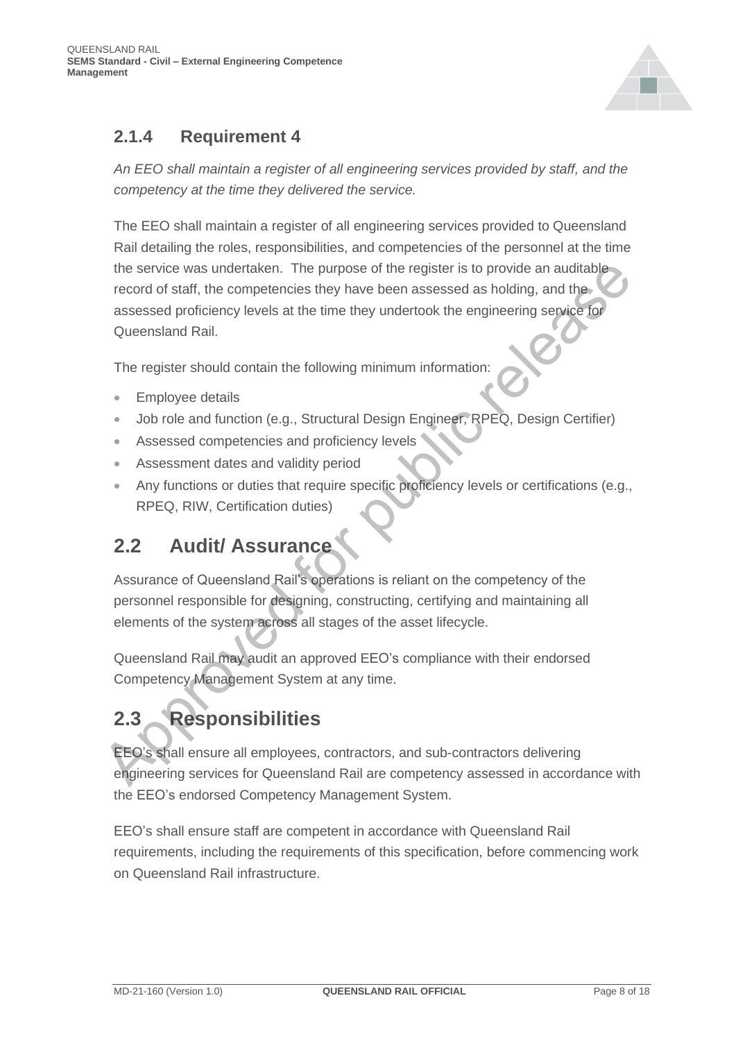### 2.1.4 Requirement 4

*An EEO shall maintain a register of all engineering services provided by staff, and the competency at the time they delivered the service.*

The EEO shall maintain a register of all engineering services provided to Queensland Rail detailing the roles, responsibilities, and competencies of the personnel at the time the service was undertaken. The purpose of the register is to provide an auditable record of staff, the competencies they have been assessed as holding, and the assessed proficiency levels at the time they undertook the engineering service for Queensland Rail.

The register should contain the following minimum information:

- Employee details
- Job role and function (e.g., Structural Design Engineer, RPEQ, Design Certifier)
- Assessed competencies and proficiency levels
- Assessment dates and validity period
- Any functions or duties that require specific proficiency levels or certifications (e.g., RPEQ, RIW, Certification duties)

## 2.2 Audit/ Assurance

Assurance of Queensland Rail's operations is reliant on the competency of the personnel responsible for designing, constructing, certifying and maintaining all elements of the system across all stages of the asset lifecycle.

Queensland Rail may audit an approved EEO's compliance with their endorsed Competency Management System at any time.

## 2.3 Responsibilities

EEO's shall ensure all employees, contractors, and sub-contractors delivering engineering services for Queensland Rail are competency assessed in accordance with the EEO's endorsed Competency Management System.

EEO's shall ensure staff are competent in accordance with Queensland Rail requirements, including the requirements of this specification, before commencing work on Queensland Rail infrastructure.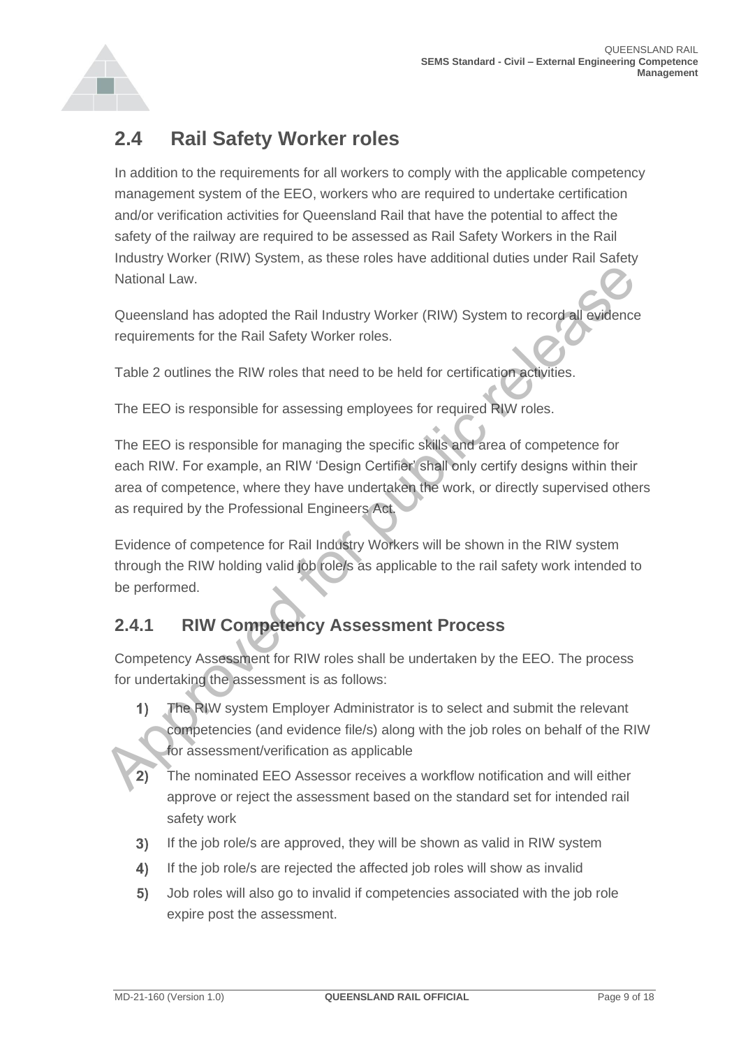## 2.4 Rail Safety Worker roles

In addition to the requirements for all workers to comply with the applicable competency management system of the EEO, workers who are required to undertake certification and/or verification activities for Queensland Rail that have the potential to affect the safety of the railway are required to be assessed as Rail Safety Workers in the Rail Industry Worker (RIW) System, as these roles have additional duties under Rail Safety National Law.

Queensland has adopted the Rail Industry Worker (RIW) System to record all evidence requirements for the Rail Safety Worker roles.

Table 2 outlines the RIW roles that need to be held for certification activities.

The EEO is responsible for assessing employees for required RIW roles.

The EEO is responsible for managing the specific skills and area of competence for each RIW. For example, an RIW 'Design Certifier' shall only certify designs within their area of competence, where they have undertaken the work, or directly supervised others as required by the Professional Engineers Act.

Evidence of competence for Rail Industry Workers will be shown in the RIW system through the RIW holding valid job role/s as applicable to the rail safety work intended to be performed.

### 2.4.1 RIW Competency Assessment Process

Competency Assessment for RIW roles shall be undertaken by the EEO. The process for undertaking the assessment is as follows:

1) The RIW system Employer Administrator is to select and submit the relevant competencies (and evidence file/s) along with the job roles on behalf of the RIW for assessment/verification as applicable
2) The nominated EEO Assessor receives a workflow notification and will either approve or reject the assessment based on the standard set for intended rail safety work
3) If the job role/s are approved, they will be shown as valid in RIW system
4) If the job role/s are rejected the affected job roles will show as invalid
5) Job roles will also go to invalid if competencies associated with the job role expire post the assessment.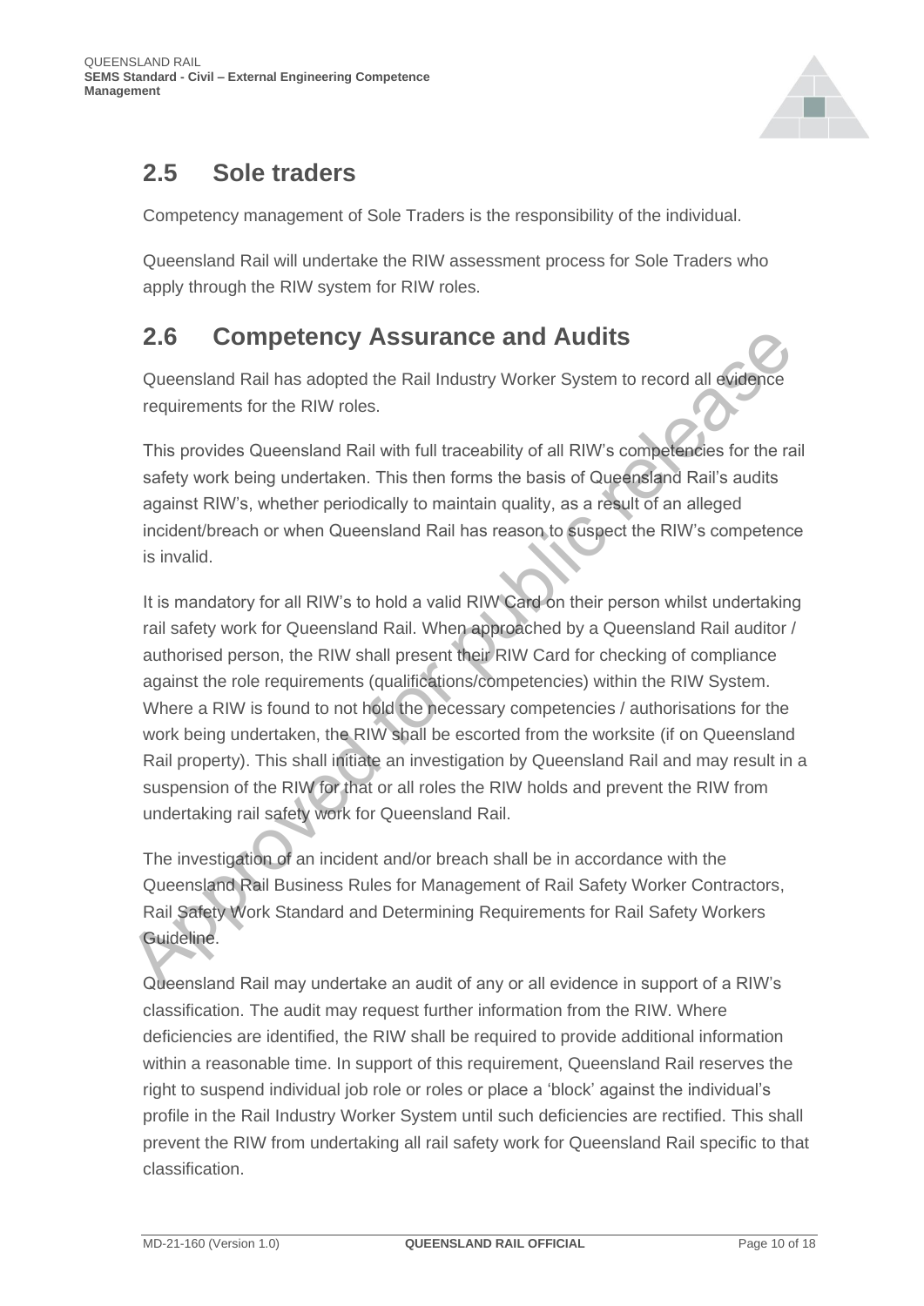## 2.5 Sole traders

Competency management of Sole Traders is the responsibility of the individual.

Queensland Rail will undertake the RIW assessment process for Sole Traders who apply through the RIW system for RIW roles.

## 2.6 Competency Assurance and Audits

Queensland Rail has adopted the Rail Industry Worker System to record all evidence requirements for the RIW roles.

This provides Queensland Rail with full traceability of all RIW's competencies for the rail safety work being undertaken. This then forms the basis of Queensland Rail's audits against RIW's, whether periodically to maintain quality, as a result of an alleged incident/breach or when Queensland Rail has reason to suspect the RIW's competence is invalid.

It is mandatory for all RIW's to hold a valid RIW Card on their person whilst undertaking rail safety work for Queensland Rail. When approached by a Queensland Rail auditor / authorised person, the RIW shall present their RIW Card for checking of compliance against the role requirements (qualifications/competencies) within the RIW System. Where a RIW is found to not hold the necessary competencies / authorisations for the work being undertaken, the RIW shall be escorted from the worksite (if on Queensland Rail property). This shall initiate an investigation by Queensland Rail and may result in a suspension of the RIW for that or all roles the RIW holds and prevent the RIW from undertaking rail safety work for Queensland Rail.

The investigation of an incident and/or breach shall be in accordance with the Queensland Rail Business Rules for Management of Rail Safety Worker Contractors, Rail Safety Work Standard and Determining Requirements for Rail Safety Workers Guideline.

Queensland Rail may undertake an audit of any or all evidence in support of a RIW's classification. The audit may request further information from the RIW. Where deficiencies are identified, the RIW shall be required to provide additional information within a reasonable time. In support of this requirement, Queensland Rail reserves the right to suspend individual job role or roles or place a 'block' against the individual's profile in the Rail Industry Worker System until such deficiencies are rectified. This shall prevent the RIW from undertaking all rail safety work for Queensland Rail specific to that classification.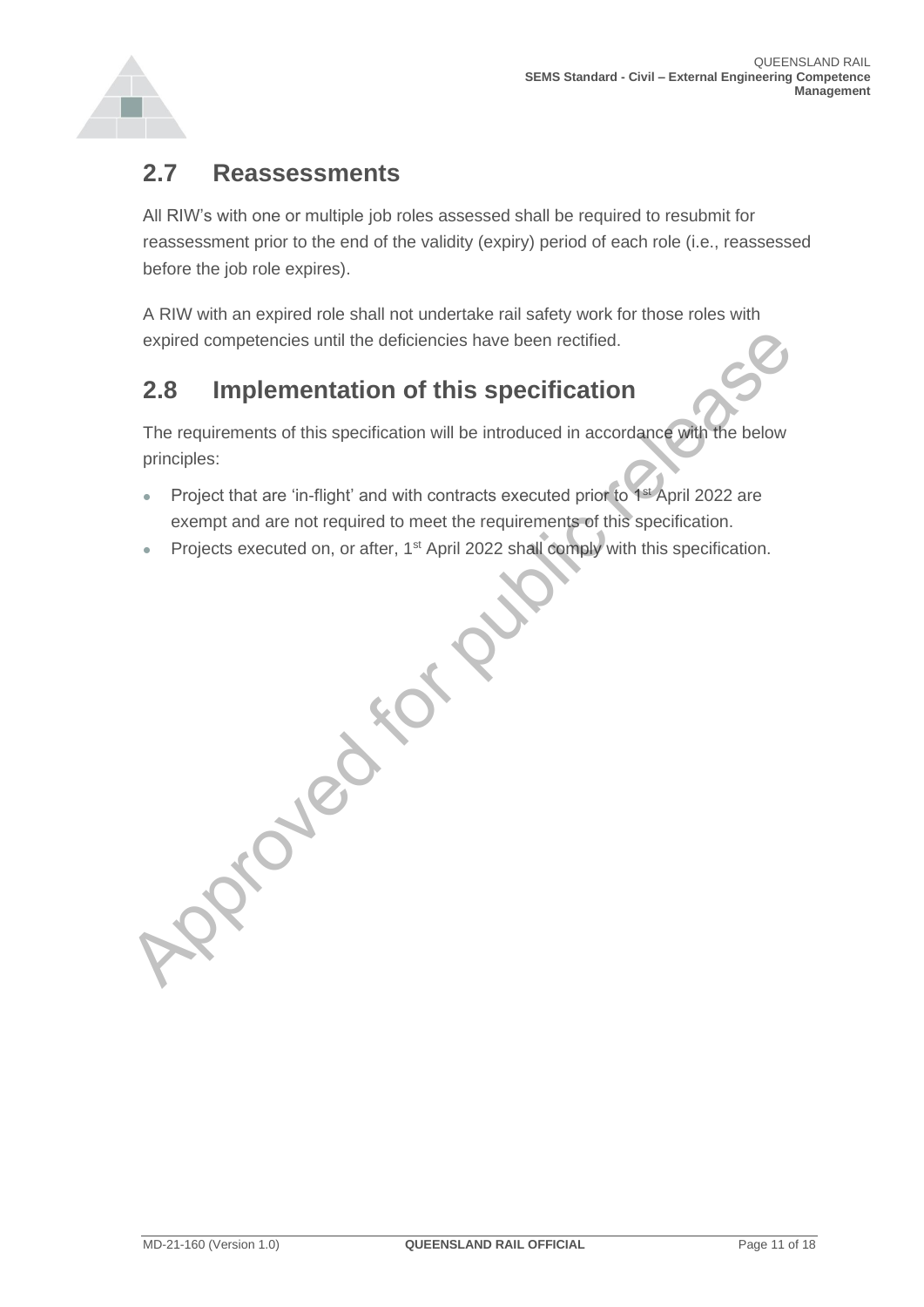## 2.7 Reassessments

All RIW's with one or multiple job roles assessed shall be required to resubmit for reassessment prior to the end of the validity (expiry) period of each role (i.e., reassessed before the job role expires).

A RIW with an expired role shall not undertake rail safety work for those roles with expired competencies until the deficiencies have been rectified.

## 2.8 Implementation of this specification

The requirements of this specification will be introduced in accordance with the below principles:

- Project that are 'in-flight' and with contracts executed prior to 1st April 2022 are exempt and are not required to meet the requirements of this specification.
- Projects executed on, or after, 1st April 2022 shall comply with this specification.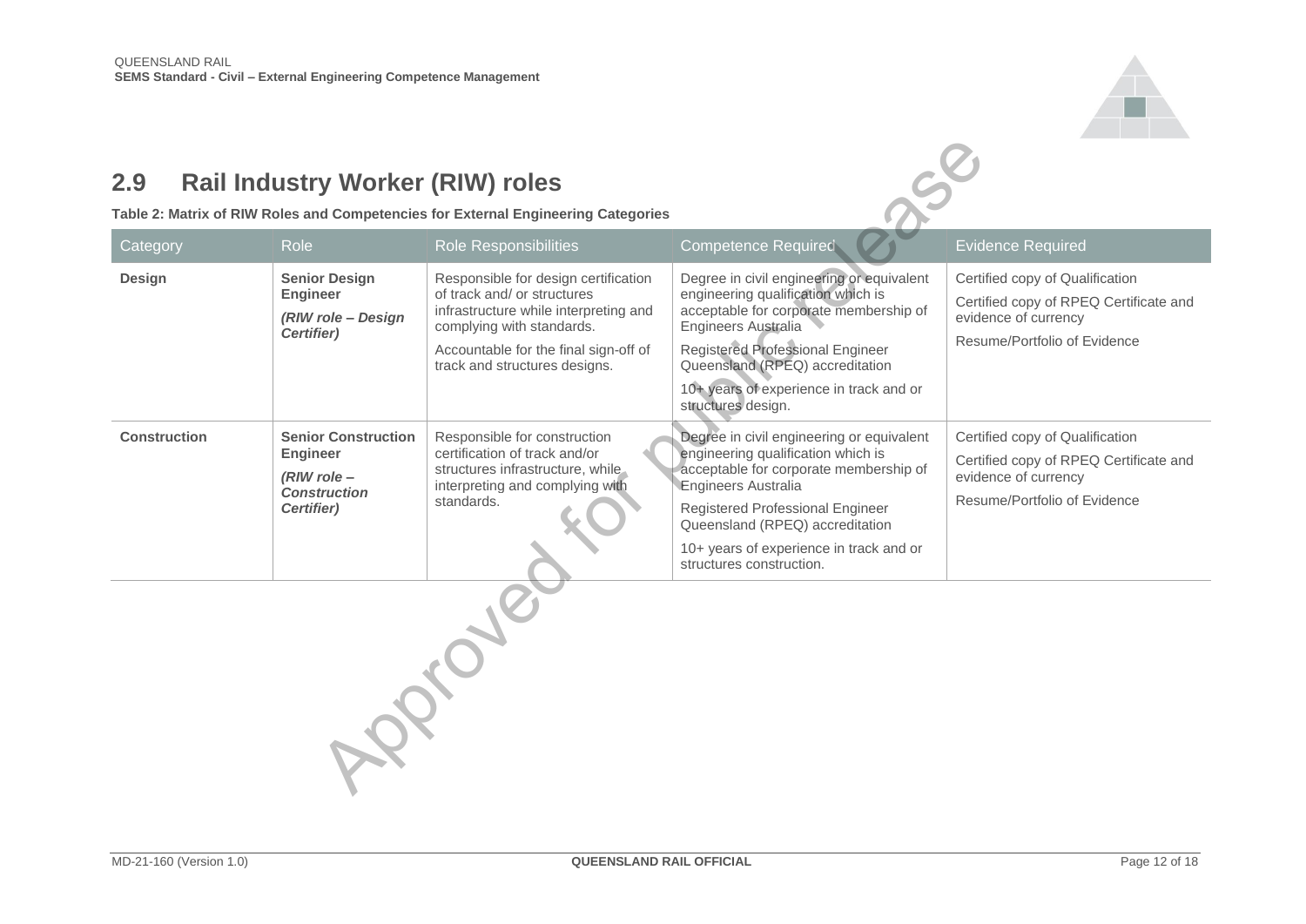## 2.9 Rail Industry Worker (RIW) roles

**Table 2: Matrix of RIW Roles and Competencies for External Engineering Categories**

| Category | Role | Role Responsibilities | Competence Required | Evidence Required |
|---|---|---|---|---|
| **Design** | **Senior Design Engineer** ***(RIW role – Design Certifier)*** | Responsible for design certification of track and/ or structures infrastructure while interpreting and complying with standards. Accountable for the final sign-off of track and structures designs. | Degree in civil engineering or equivalent engineering qualification which is acceptable for corporate membership of Engineers Australia Registered Professional Engineer Queensland (RPEQ) accreditation 10+ years of experience in track and or structures design. | Certified copy of Qualification Certified copy of RPEQ Certificate and evidence of currency Resume/Portfolio of Evidence |
| **Construction** | **Senior Construction Engineer** ***(RIW role – Construction Certifier)*** | Responsible for construction certification of track and/or structures infrastructure, while interpreting and complying with standards. | Degree in civil engineering or equivalent engineering qualification which is acceptable for corporate membership of Engineers Australia Registered Professional Engineer Queensland (RPEQ) accreditation 10+ years of experience in track and or structures construction. | Certified copy of Qualification Certified copy of RPEQ Certificate and evidence of currency Resume/Portfolio of Evidence |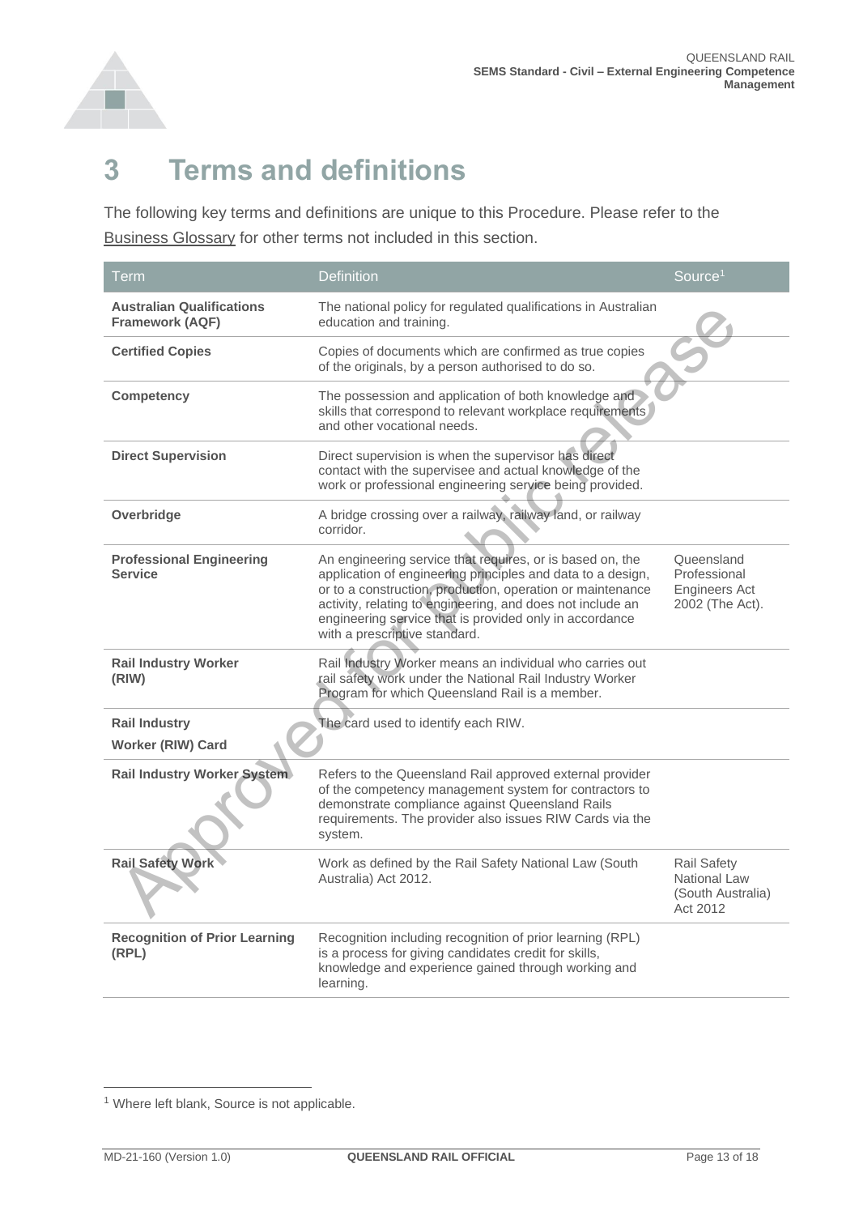# 3 Terms and definitions

The following key terms and definitions are unique to this Procedure. Please refer to the Business Glossary for other terms not included in this section.

| Term | Definition | Source[1] |
| --- | --- | --- |
| **Australian Qualifications Framework (AQF)** | The national policy for regulated qualifications in Australian education and training. | |
| **Certified Copies** | Copies of documents which are confirmed as true copies of the originals, by a person authorised to do so. | |
| **Competency** | The possession and application of both knowledge and skills that correspond to relevant workplace requirements and other vocational needs. | |
| **Direct Supervision** | Direct supervision is when the supervisor has direct contact with the supervisee and actual knowledge of the work or professional engineering service being provided. | |
| **Overbridge** | A bridge crossing over a railway, railway land, or railway corridor. | |
| **Professional Engineering Service** | An engineering service that requires, or is based on, the application of engineering principles and data to a design, or to a construction, production, operation or maintenance activity, relating to engineering, and does not include an engineering service that is provided only in accordance with a prescriptive standard. | Queensland Professional Engineers Act 2002 (The Act). |
| **Rail Industry Worker (RIW)** | Rail Industry Worker means an individual who carries out rail safety work under the National Rail Industry Worker Program for which Queensland Rail is a member. | |
| **Rail Industry Worker (RIW) Card** | The card used to identify each RIW. | |
| **Rail Industry Worker System** | Refers to the Queensland Rail approved external provider of the competency management system for contractors to demonstrate compliance against Queensland Rails requirements. The provider also issues RIW Cards via the system. | |
| **Rail Safety Work** | Work as defined by the Rail Safety National Law (South Australia) Act 2012. | Rail Safety National Law (South Australia) Act 2012 |
| **Recognition of Prior Learning (RPL)** | Recognition including recognition of prior learning (RPL) is a process for giving candidates credit for skills, knowledge and experience gained through working and learning. | |

[1] Where left blank, Source is not applicable.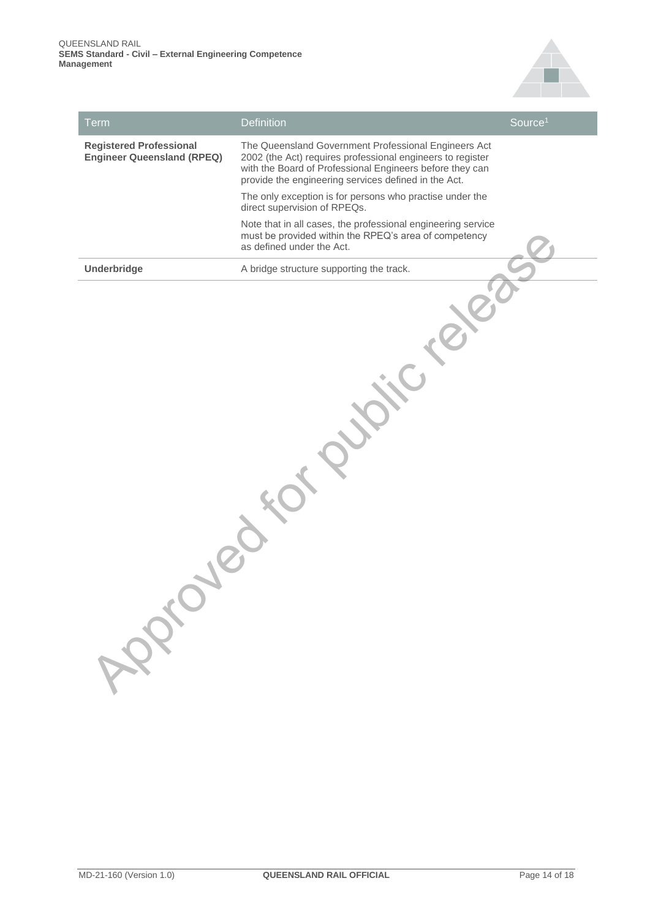| Term | Definition | Source[1] |
|---|---|---|
| **Registered Professional Engineer Queensland (RPEQ)** | The Queensland Government Professional Engineers Act 2002 (the Act) requires professional engineers to register with the Board of Professional Engineers before they can provide the engineering services defined in the Act.<br><br>The only exception is for persons who practise under the direct supervision of RPEQs.<br><br>Note that in all cases, the professional engineering service must be provided within the RPEQ's area of competency as defined under the Act. | |
| **Underbridge** | A bridge structure supporting the track. | |

Approved for public release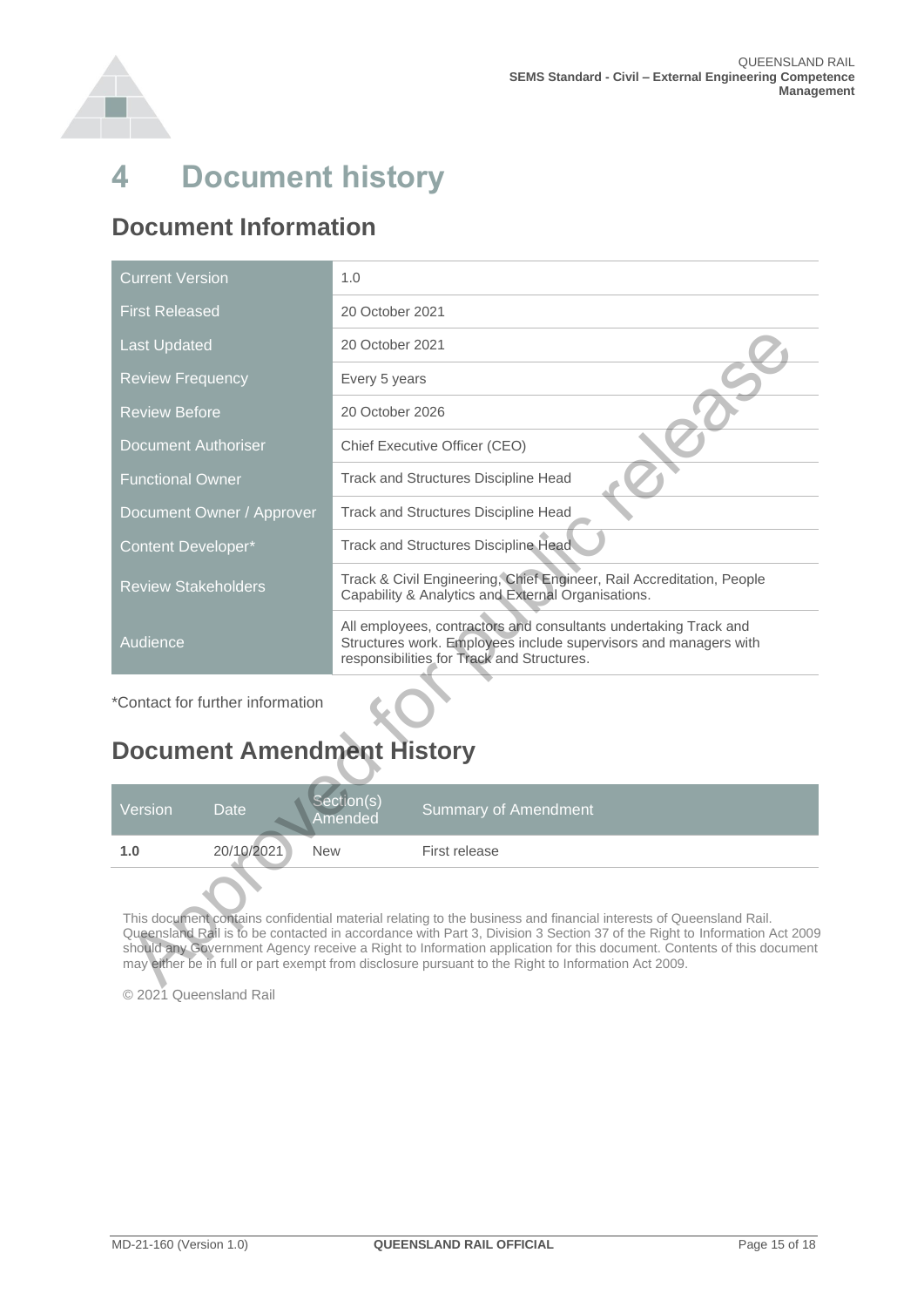# 4 Document history

## Document Information

| Current Version | 1.0 |
|---|---|
| First Released | 20 October 2021 |
| Last Updated | 20 October 2021 |
| Review Frequency | Every 5 years |
| Review Before | 20 October 2026 |
| Document Authoriser | Chief Executive Officer (CEO) |
| Functional Owner | Track and Structures Discipline Head |
| Document Owner / Approver | Track and Structures Discipline Head |
| Content Developer* | Track and Structures Discipline Head |
| Review Stakeholders | Track & Civil Engineering, Chief Engineer, Rail Accreditation, People Capability & Analytics and External Organisations. |
| Audience | All employees, contractors and consultants undertaking Track and Structures work. Employees include supervisors and managers with responsibilities for Track and Structures. |

*Contact for further information

## Document Amendment History

| Version | Date | Section(s) Amended | Summary of Amendment |
|---|---|---|---|
| **1.0** | 20/10/2021 | New | First release |

This document contains confidential material relating to the business and financial interests of Queensland Rail. Queensland Rail is to be contacted in accordance with Part 3, Division 3 Section 37 of the Right to Information Act 2009 should any Government Agency receive a Right to Information application for this document. Contents of this document may either be in full or part exempt from disclosure pursuant to the Right to Information Act 2009.

© 2021 Queensland Rail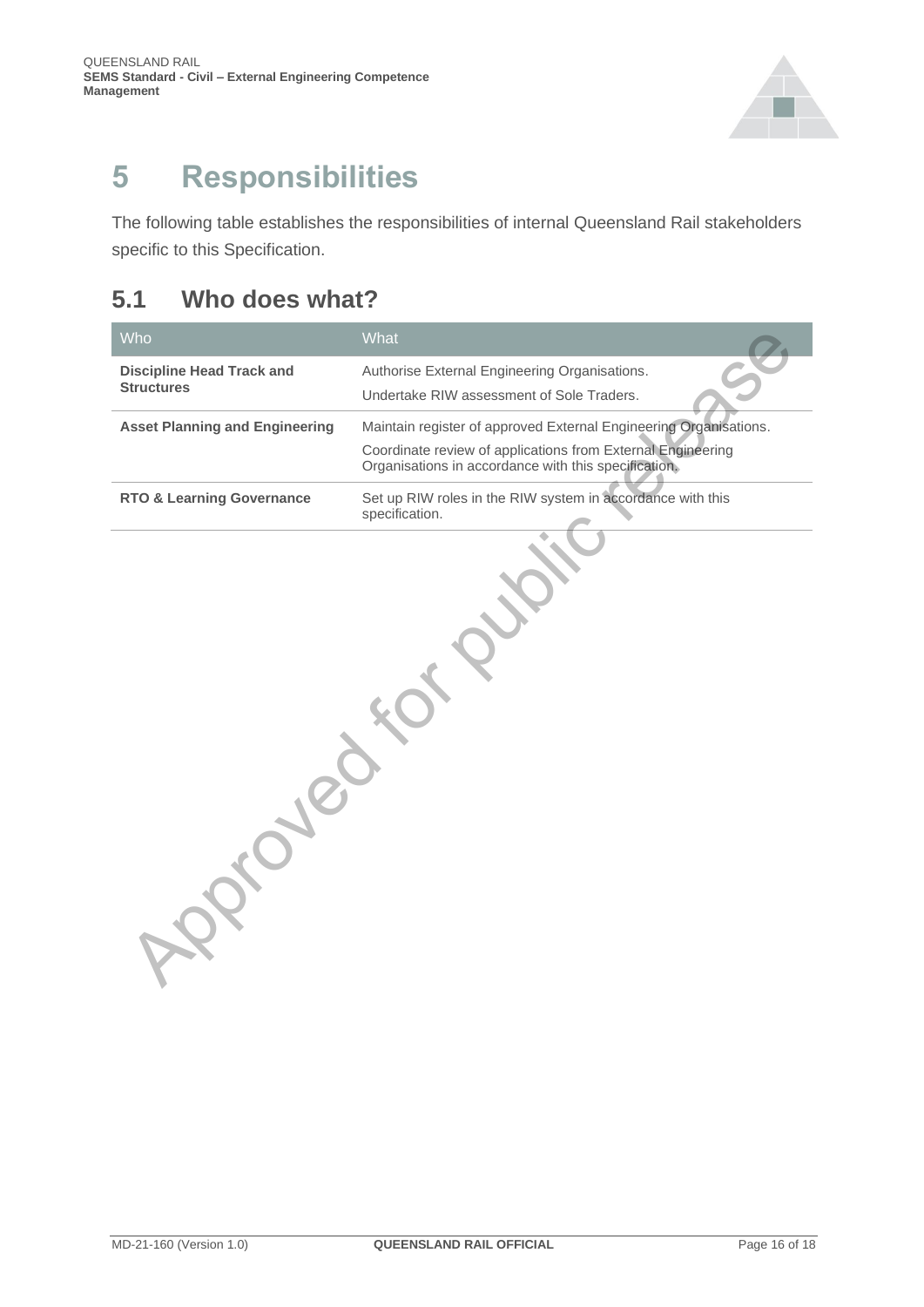# 5 Responsibilities

The following table establishes the responsibilities of internal Queensland Rail stakeholders specific to this Specification.

## 5.1 Who does what?

| Who | What |
|---|---|
| **Discipline Head Track and Structures** | Authorise External Engineering Organisations.<br>Undertake RIW assessment of Sole Traders. |
| **Asset Planning and Engineering** | Maintain register of approved External Engineering Organisations.<br>Coordinate review of applications from External Engineering Organisations in accordance with this specification. |
| **RTO & Learning Governance** | Set up RIW roles in the RIW system in accordance with this specification. |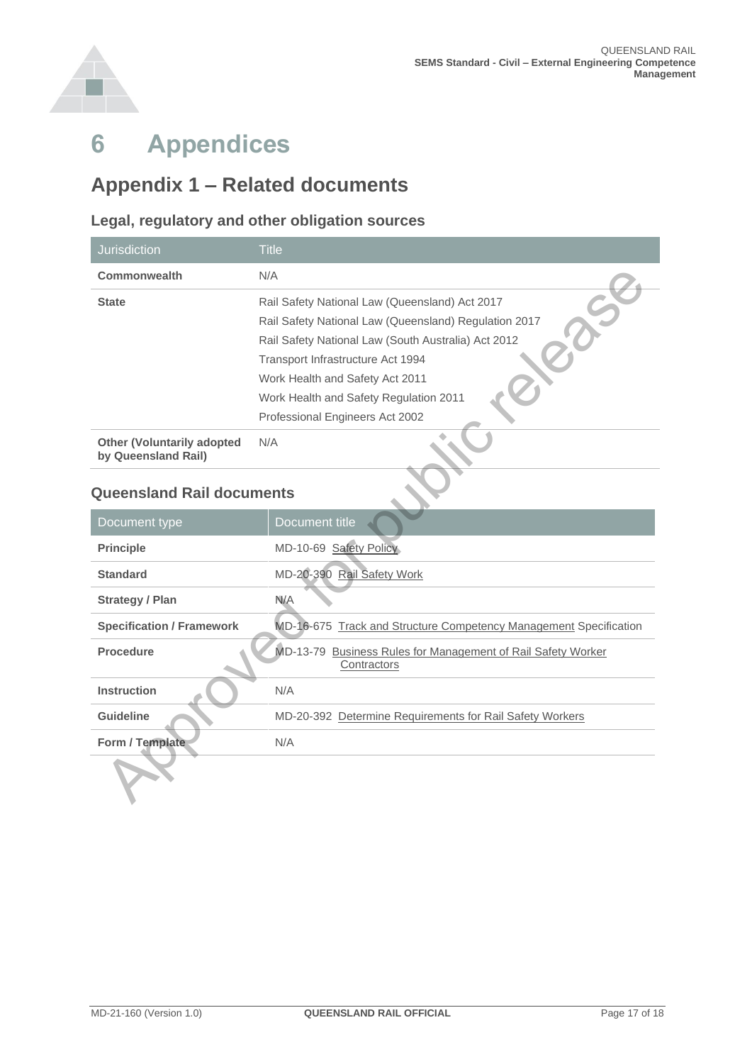# 6 Appendices

## Appendix 1 – Related documents

### Legal, regulatory and other obligation sources

| Jurisdiction | Title |
|---|---|
| **Commonwealth** | N/A |
| **State** | Rail Safety National Law (Queensland) Act 2017<br>Rail Safety National Law (Queensland) Regulation 2017<br>Rail Safety National Law (South Australia) Act 2012<br>Transport Infrastructure Act 1994<br>Work Health and Safety Act 2011<br>Work Health and Safety Regulation 2011<br>Professional Engineers Act 2002 |
| **Other (Voluntarily adopted by Queensland Rail)** | N/A |

### Queensland Rail documents

| Document type | Document title |
|---|---|
| **Principle** | MD-10-69 Safety Policy |
| **Standard** | MD-20-390 Rail Safety Work |
| **Strategy / Plan** | N/A |
| **Specification / Framework** | MD-16-675 Track and Structure Competency Management Specification |
| **Procedure** | MD-13-79 Business Rules for Management of Rail Safety Worker Contractors |
| **Instruction** | N/A |
| **Guideline** | MD-20-392 Determine Requirements for Rail Safety Workers |
| **Form / Template** | N/A |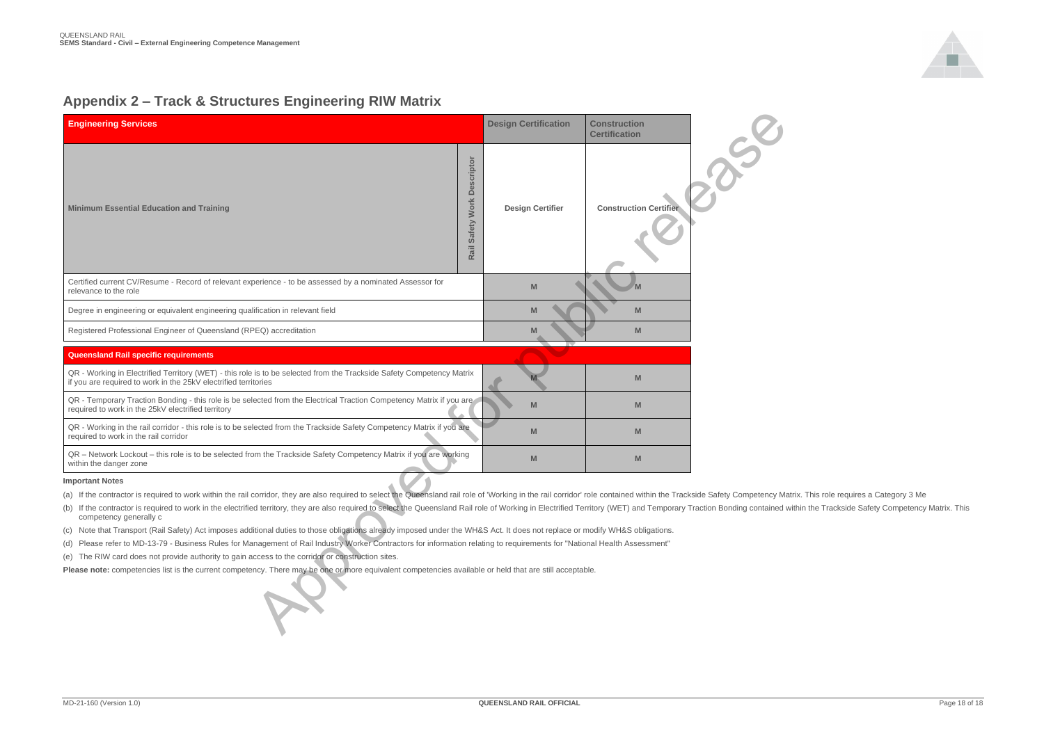## Appendix 2 – Track & Structures Engineering RIW Matrix

| Engineering Services | | Design Certification | Construction Certification |
|---|---|---|---|
| Minimum Essential Education and Training | Rail Safety Work Descriptor | Design Certifier | Construction Certifier |
| Certified current CV/Resume - Record of relevant experience - to be assessed by a nominated Assessor for relevance to the role | | M | M |
| Degree in engineering or equivalent engineering qualification in relevant field | | M | M |
| Registered Professional Engineer of Queensland (RPEQ) accreditation | | M | M |
| **Queensland Rail specific requirements** | | | |
| QR - Working in Electrified Territory (WET) - this role is to be selected from the Trackside Safety Competency Matrix if you are required to work in the 25kV electrified territories | | M | M |
| QR - Temporary Traction Bonding - this role is be selected from the Electrical Traction Competency Matrix if you are required to work in the 25kV electrified territory | | M | M |
| QR - Working in the rail corridor - this role is to be selected from the Trackside Safety Competency Matrix if you are required to work in the rail corridor | | M | M |
| QR – Network Lockout – this role is to be selected from the Trackside Safety Competency Matrix if you are working within the danger zone | | M | M |

**Important Notes**

(a) If the contractor is required to work within the rail corridor, they are also required to select the Queensland rail role of 'Working in the rail corridor' role contained within the Trackside Safety Competency Matrix. This role requires a Category 3 Me

(b) If the contractor is required to work in the electrified territory, they are also required to select the Queensland Rail role of Working in Electrified Territory (WET) and Temporary Traction Bonding contained within the Trackside Safety Competency Matrix. This competency generally c

(c) Note that Transport (Rail Safety) Act imposes additional duties to those obligations already imposed under the WH&S Act. It does not replace or modify WH&S obligations.

(d) Please refer to MD-13-79 - Business Rules for Management of Rail Industry Worker Contractors for information relating to requirements for "National Health Assessment"

(e) The RIW card does not provide authority to gain access to the corridor or construction sites.

**Please note:** competencies list is the current competency. There may be one or more equivalent competencies available or held that are still acceptable.